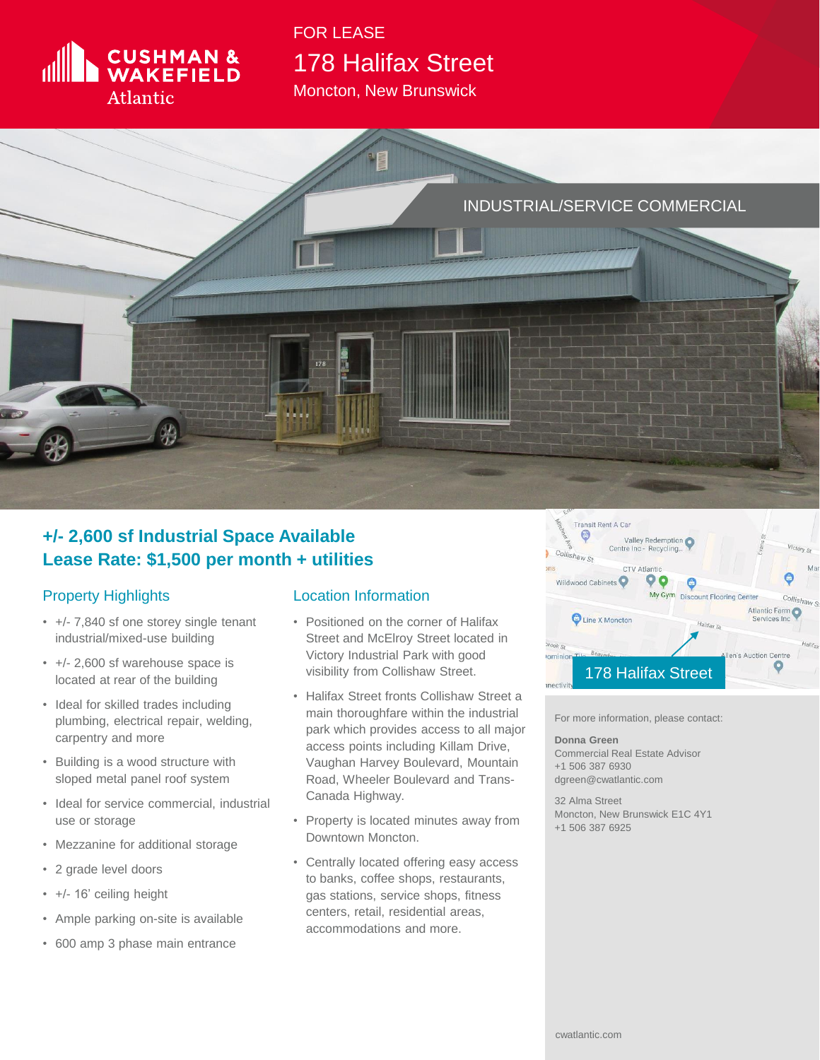CUSHMAN & WAKEFIELD Atlantic

FOR LEASE

# 178 Halifax Street

Moncton, New Brunswick

INDUSTRIAL/SERVICE COMMERCIAL

## +/- 2,600 sf Industrial Space Available
## Lease Rate: $1,500 per month + utilities

### Property Highlights

- +/- 7,840 sf one storey single tenant industrial/mixed-use building
- +/- 2,600 sf warehouse space is located at rear of the building
- Ideal for skilled trades including plumbing, electrical repair, welding, carpentry and more
- Building is a wood structure with sloped metal panel roof system
- Ideal for service commercial, industrial use or storage
- Mezzanine for additional storage
- 2 grade level doors
- +/- 16' ceiling height
- Ample parking on-site is available
- 600 amp 3 phase main entrance

### Location Information

- Positioned on the corner of Halifax Street and McElroy Street located in Victory Industrial Park with good visibility from Collishaw Street.
- Halifax Street fronts Collishaw Street a main thoroughfare within the industrial park which provides access to all major access points including Killam Drive, Vaughan Harvey Boulevard, Mountain Road, Wheeler Boulevard and Trans-Canada Highway.
- Property is located minutes away from Downtown Moncton.
- Centrally located offering easy access to banks, coffee shops, restaurants, gas stations, service shops, fitness centers, retail, residential areas, accommodations and more.

178 Halifax Street

For more information, please contact:

**Donna Green**
Commercial Real Estate Advisor
+1 506 387 6930
dgreen@cwatlantic.com

32 Alma Street
Moncton, New Brunswick E1C 4Y1
+1 506 387 6925

cwatlantic.com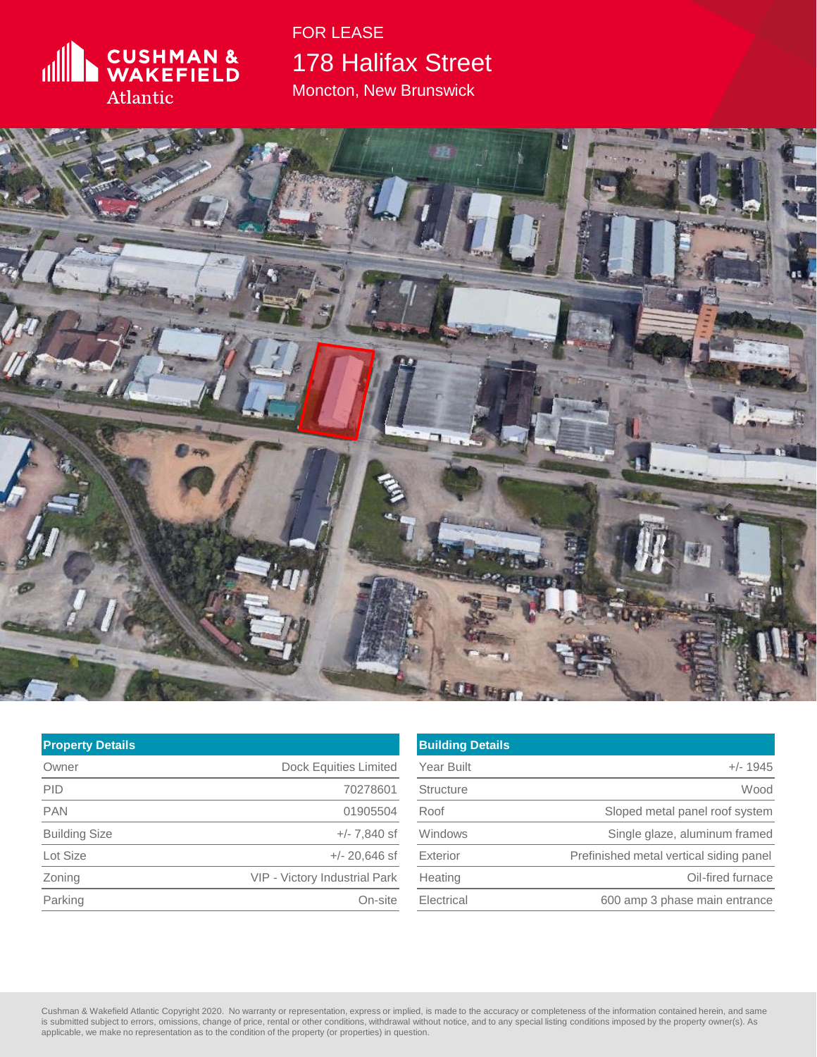Cushman & Wakefield Atlantic

FOR LEASE

# 178 Halifax Street

Moncton, New Brunswick

| Property Details | |
|---|---|
| Owner | Dock Equities Limited |
| PID | 70278601 |
| PAN | 01905504 |
| Building Size | +/- 7,840 sf |
| Lot Size | +/- 20,646 sf |
| Zoning | VIP - Victory Industrial Park |
| Parking | On-site |

| Building Details | |
|---|---|
| Year Built | +/- 1945 |
| Structure | Wood |
| Roof | Sloped metal panel roof system |
| Windows | Single glaze, aluminum framed |
| Exterior | Prefinished metal vertical siding panel |
| Heating | Oil-fired furnace |
| Electrical | 600 amp 3 phase main entrance |

Cushman & Wakefield Atlantic Copyright 2020. No warranty or representation, express or implied, is made to the accuracy or completeness of the information contained herein, and same is submitted subject to errors, omissions, change of price, rental or other conditions, withdrawal without notice, and to any special listing conditions imposed by the property owner(s). As applicable, we make no representation as to the condition of the property (or properties) in question.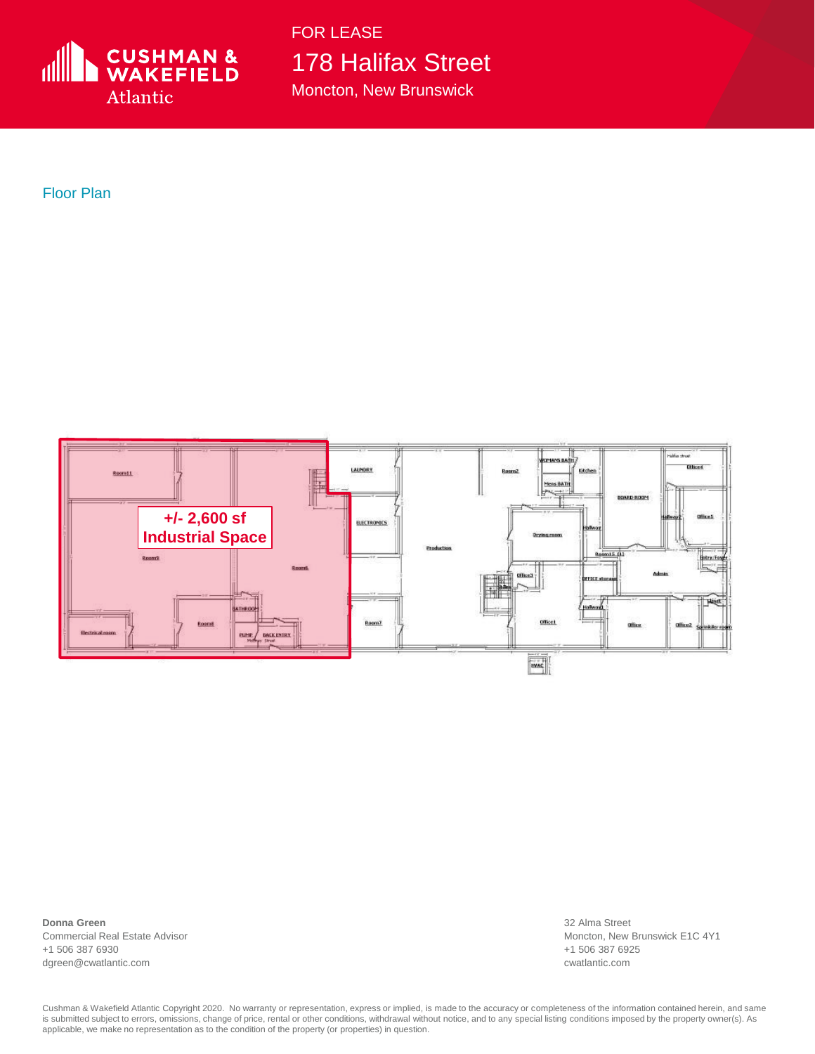FOR LEASE

# 178 Halifax Street

Moncton, New Brunswick

## Floor Plan

+/- 2,600 sf
Industrial Space

**Donna Green**
Commercial Real Estate Advisor
+1 506 387 6930
dgreen@cwatlantic.com

32 Alma Street
Moncton, New Brunswick E1C 4Y1
+1 506 387 6925
cwatlantic.com

Cushman & Wakefield Atlantic Copyright 2020. No warranty or representation, express or implied, is made to the accuracy or completeness of the information contained herein, and same is submitted subject to errors, omissions, change of price, rental or other conditions, withdrawal without notice, and to any special listing conditions imposed by the property owner(s). As applicable, we make no representation as to the condition of the property (or properties) in question.